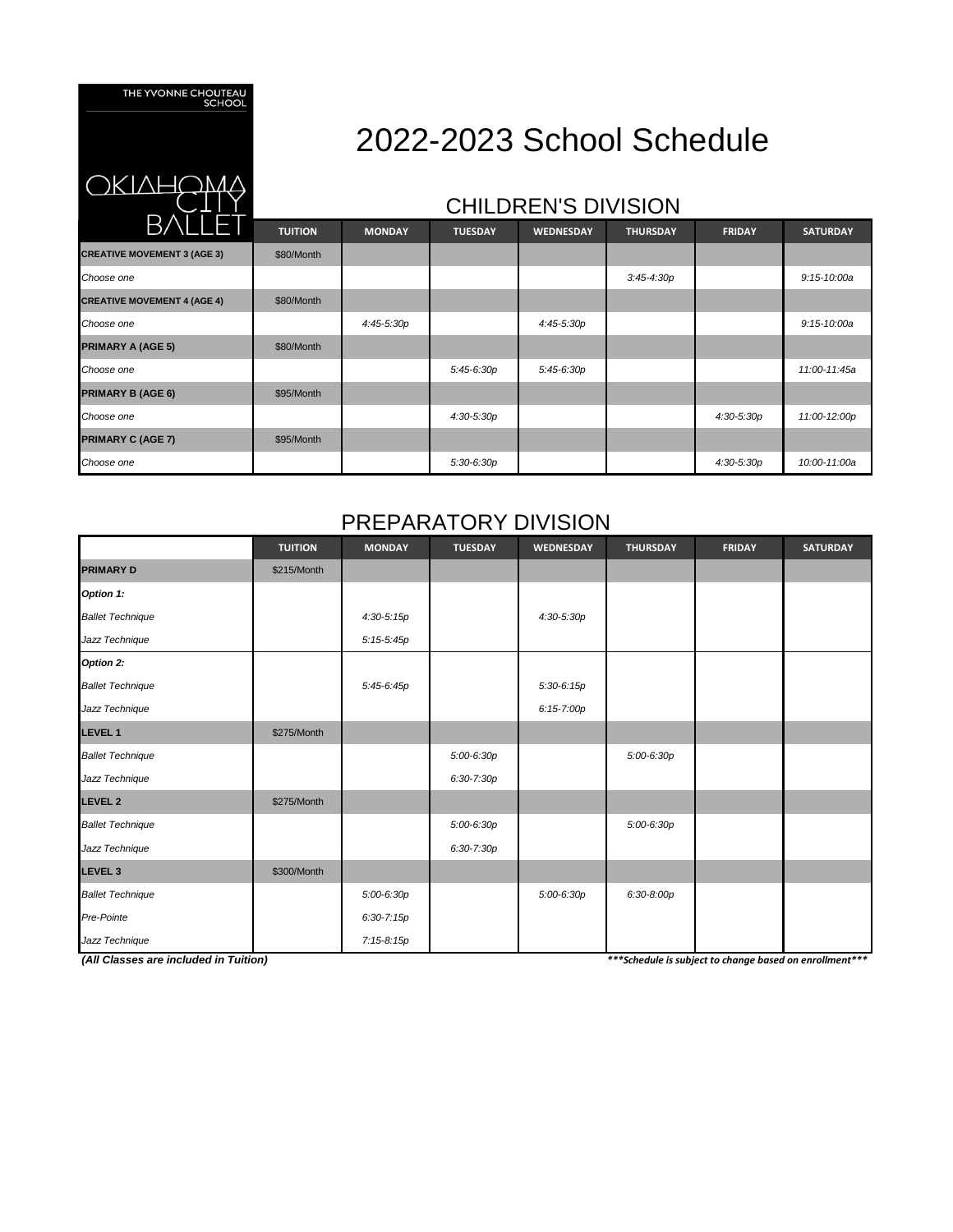THE YVONNE CHOUTEAU SCHOOL

OKLAHOMA CITY BALLET

# 2022-2023 School Schedule

## CHILDREN'S DIVISION

| | TUITION | MONDAY | TUESDAY | WEDNESDAY | THURSDAY | FRIDAY | SATURDAY |
|---|---|---|---|---|---|---|---|
| **CREATIVE MOVEMENT 3 (AGE 3)** | $80/Month | | | | | | |
| *Choose one* | | | | | *3:45-4:30p* | | *9:15-10:00a* |
| **CREATIVE MOVEMENT 4 (AGE 4)** | $80/Month | | | | | | |
| *Choose one* | | *4:45-5:30p* | | *4:45-5:30p* | | | *9:15-10:00a* |
| **PRIMARY A (AGE 5)** | $80/Month | | | | | | |
| *Choose one* | | | *5:45-6:30p* | *5:45-6:30p* | | | *11:00-11:45a* |
| **PRIMARY B (AGE 6)** | $95/Month | | | | | | |
| *Choose one* | | | *4:30-5:30p* | | | *4:30-5:30p* | *11:00-12:00p* |
| **PRIMARY C (AGE 7)** | $95/Month | | | | | | |
| *Choose one* | | | *5:30-6:30p* | | | *4:30-5:30p* | *10:00-11:00a* |

## PREPARATORY DIVISION

| | TUITION | MONDAY | TUESDAY | WEDNESDAY | THURSDAY | FRIDAY | SATURDAY |
|---|---|---|---|---|---|---|---|
| **PRIMARY D** | $215/Month | | | | | | |
| ***Option 1:*** | | | | | | | |
| *Ballet Technique* | | *4:30-5:15p* | | *4:30-5:30p* | | | |
| *Jazz Technique* | | *5:15-5:45p* | | | | | |
| ***Option 2:*** | | | | | | | |
| *Ballet Technique* | | *5:45-6:45p* | | *5:30-6:15p* | | | |
| *Jazz Technique* | | | | *6:15-7:00p* | | | |
| **LEVEL 1** | $275/Month | | | | | | |
| *Ballet Technique* | | | *5:00-6:30p* | | *5:00-6:30p* | | |
| *Jazz Technique* | | | *6:30-7:30p* | | | | |
| **LEVEL 2** | $275/Month | | | | | | |
| *Ballet Technique* | | | *5:00-6:30p* | | *5:00-6:30p* | | |
| *Jazz Technique* | | | *6:30-7:30p* | | | | |
| **LEVEL 3** | $300/Month | | | | | | |
| *Ballet Technique* | | *5:00-6:30p* | | *5:00-6:30p* | *6:30-8:00p* | | |
| *Pre-Pointe* | | *6:30-7:15p* | | | | | |
| *Jazz Technique* | | *7:15-8:15p* | | | | | |

***(All Classes are included in Tuition)***

****\*\*\*Schedule is subject to change based on enrollment\*\*\*****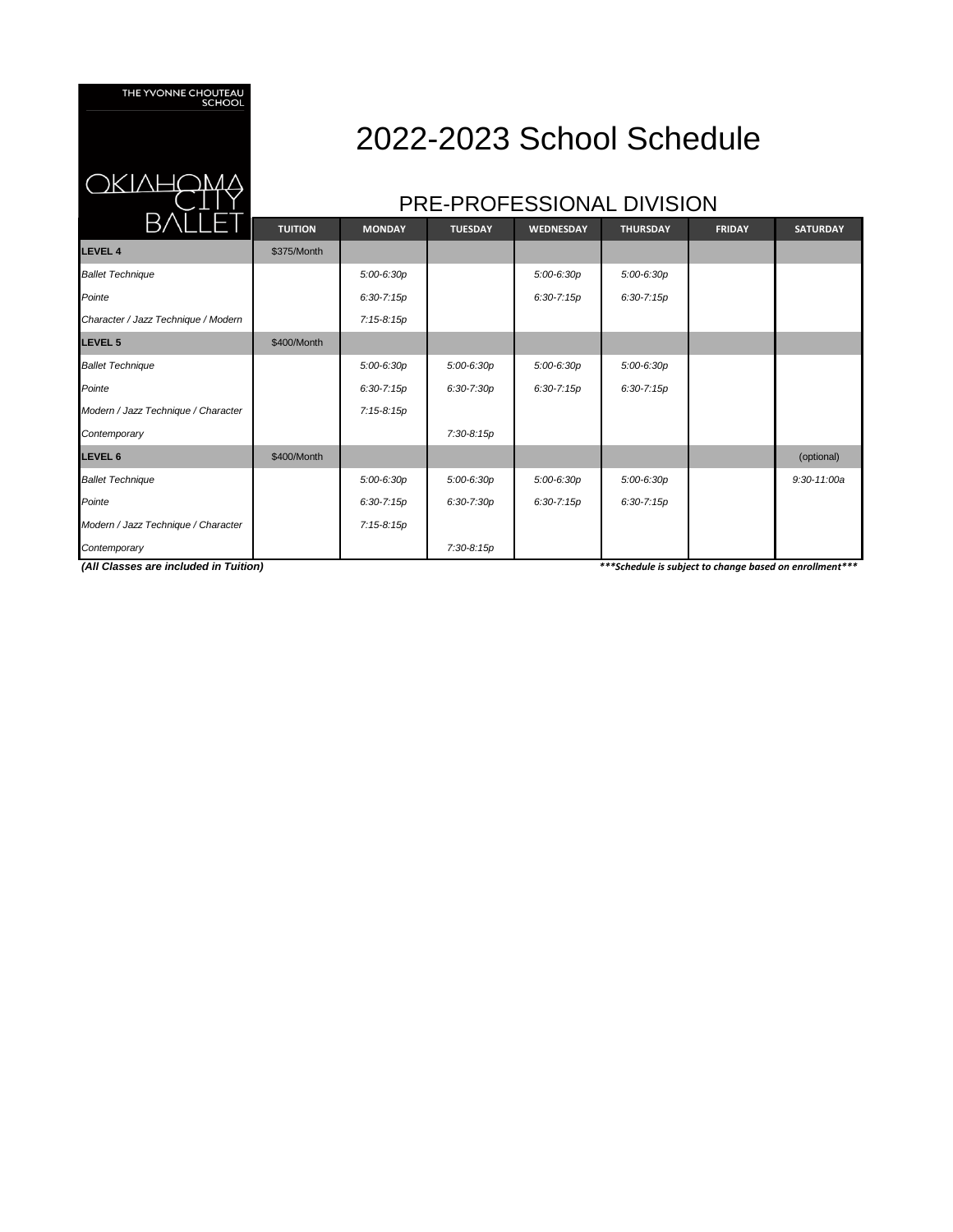THE YVONNE CHOUTEAU SCHOOL

OKLAHOMA CITY BALLET

# 2022-2023 School Schedule

## PRE-PROFESSIONAL DIVISION

| | TUITION | MONDAY | TUESDAY | WEDNESDAY | THURSDAY | FRIDAY | SATURDAY |
|---|---|---|---|---|---|---|---|
| **LEVEL 4** | $375/Month | | | | | | |
| *Ballet Technique* | | *5:00-6:30p* | | *5:00-6:30p* | *5:00-6:30p* | | |
| *Pointe* | | *6:30-7:15p* | | *6:30-7:15p* | *6:30-7:15p* | | |
| *Character / Jazz Technique / Modern* | | *7:15-8:15p* | | | | | |
| **LEVEL 5** | $400/Month | | | | | | |
| *Ballet Technique* | | *5:00-6:30p* | *5:00-6:30p* | *5:00-6:30p* | *5:00-6:30p* | | |
| *Pointe* | | *6:30-7:15p* | *6:30-7:30p* | *6:30-7:15p* | *6:30-7:15p* | | |
| *Modern / Jazz Technique / Character* | | *7:15-8:15p* | | | | | |
| *Contemporary* | | | *7:30-8:15p* | | | | |
| **LEVEL 6** | $400/Month | | | | | | (optional) |
| *Ballet Technique* | | *5:00-6:30p* | *5:00-6:30p* | *5:00-6:30p* | *5:00-6:30p* | | *9:30-11:00a* |
| *Pointe* | | *6:30-7:15p* | *6:30-7:30p* | *6:30-7:15p* | *6:30-7:15p* | | |
| *Modern / Jazz Technique / Character* | | *7:15-8:15p* | | | | | |
| *Contemporary* | | | *7:30-8:15p* | | | | |

***(All Classes are included in Tuition)***

****Schedule is subject to change based on enrollment****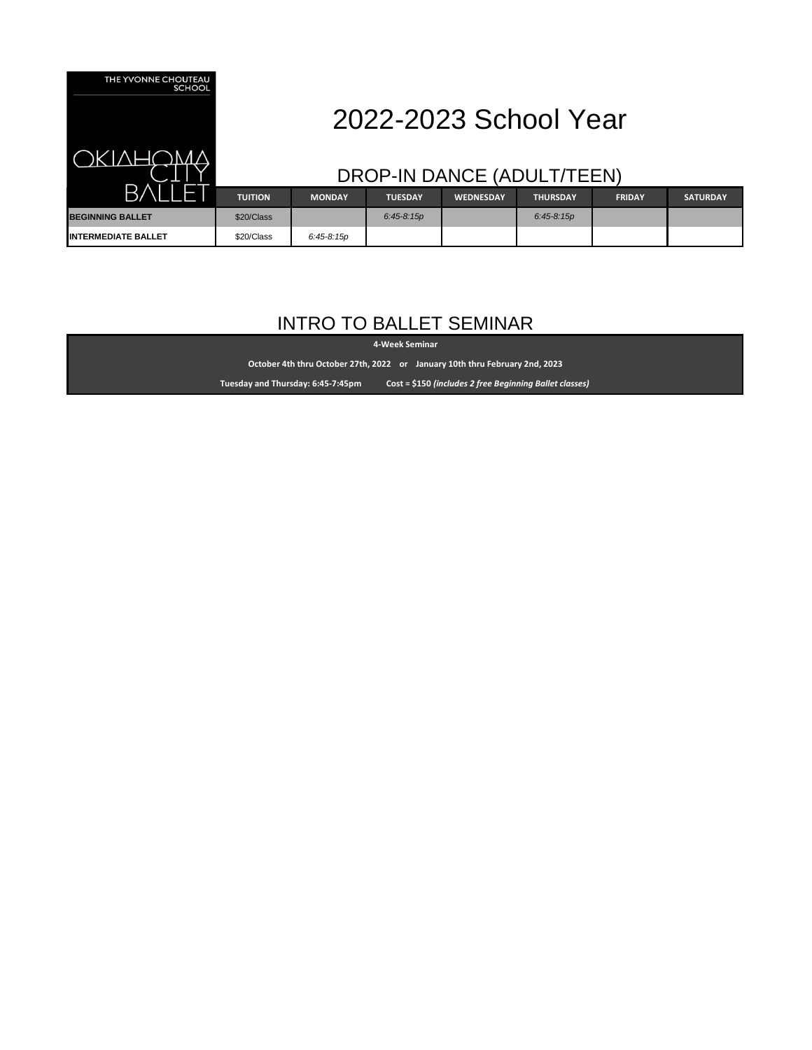THE YVONNE CHOUTEAU SCHOOL

OKLAHOMA CITY BALLET

# 2022-2023 School Year

## DROP-IN DANCE (ADULT/TEEN)

| | TUITION | MONDAY | TUESDAY | WEDNESDAY | THURSDAY | FRIDAY | SATURDAY |
|---|---|---|---|---|---|---|---|
| **BEGINNING BALLET** | $20/Class | | *6:45-8:15p* | | *6:45-8:15p* | | |
| **INTERMEDIATE BALLET** | $20/Class | *6:45-8:15p* | | | | | |

## INTRO TO BALLET SEMINAR

**4-Week Seminar**

**October 4th thru October 27th, 2022 or January 10th thru February 2nd, 2023**

**Tuesday and Thursday: 6:45-7:45pm** **Cost = $150** ***(includes 2 free Beginning Ballet classes)***